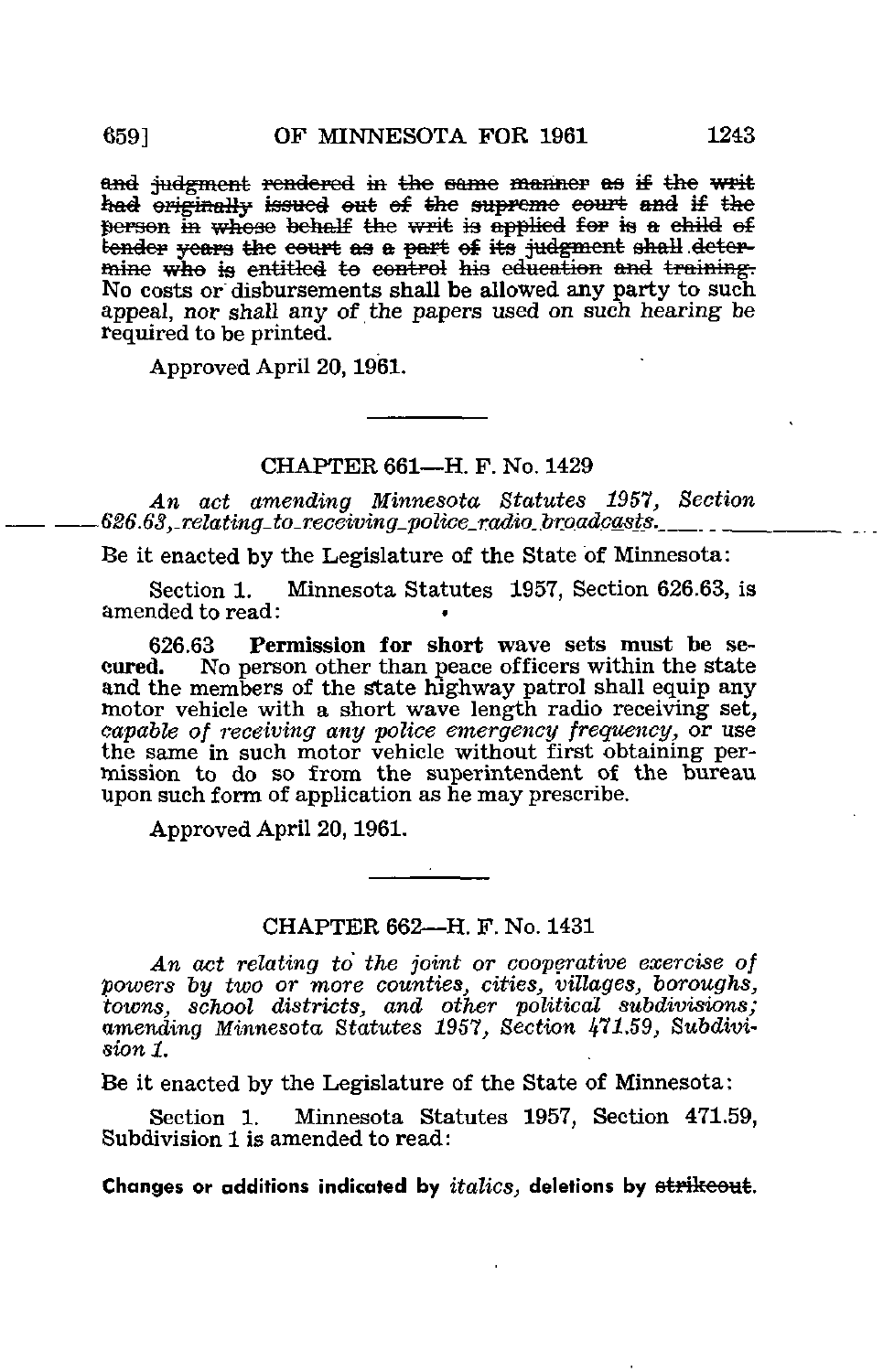~~and judgment rendered in the same manner as if the writ had originally issued out of the supreme court and if the person in whose behalf the writ is applied for is a child of tender years the court as a part of its judgment shall determine who is entitled to control his education and training.~~ No costs or disbursements shall be allowed any party to such appeal, *nor shall any of the papers used on such hearing be required to be printed.*

Approved April 20, 1961.

---

## CHAPTER 661—H. F. No. 1429

*An act amending Minnesota Statutes 1957, Section 626.63, relating to receiving police radio broadcasts.*

Be it enacted by the Legislature of the State of Minnesota:

Section 1. Minnesota Statutes 1957, Section 626.63, is amended to read:

626.63 **Permission for short wave sets must be secured.** No person other than peace officers within the state and the members of the state highway patrol shall equip any motor vehicle with a short wave length radio receiving set, *capable of receiving any police emergency frequency,* or use the same in such motor vehicle without first obtaining permission to do so from the superintendent of the bureau upon such form of application as he may prescribe.

Approved April 20, 1961.

---

## CHAPTER 662—H. F. No. 1431

*An act relating to the joint or cooperative exercise of powers by two or more counties, cities, villages, boroughs, towns, school districts, and other political subdivisions; amending Minnesota Statutes 1957, Section 471.59, Subdivision 1.*

Be it enacted by the Legislature of the State of Minnesota:

Section 1. Minnesota Statutes 1957, Section 471.59, Subdivision 1 is amended to read:

**Changes or additions indicated by *italics*, deletions by ~~strikeout~~.**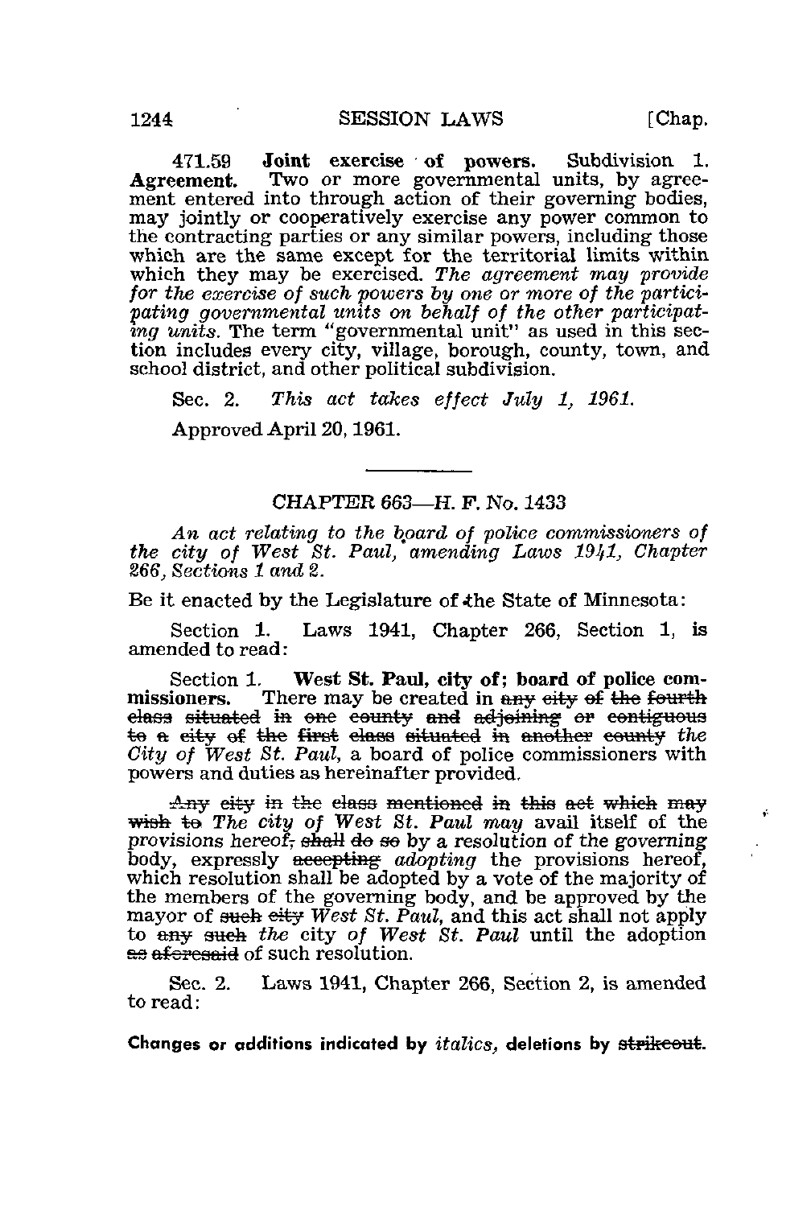471.59 **Joint exercise of powers.** Subdivision 1. **Agreement.** Two or more governmental units, by agreement entered into through action of their governing bodies, may jointly or cooperatively exercise any power common to the contracting parties or any similar powers, including those which are the same except for the territorial limits within which they may be exercised. *The agreement may provide for the exercise of such powers by one or more of the participating governmental units on behalf of the other participating units.* The term "governmental unit" as used in this section includes every city, village, borough, county, town, and school district, and other political subdivision.

Sec. 2. *This act takes effect July 1, 1961.*

Approved April 20, 1961.

---

## CHAPTER 663—H. F. No. 1433

*An act relating to the board of police commissioners of the city of West St. Paul, amending Laws 1941, Chapter 266, Sections 1 and 2.*

Be it enacted by the Legislature of the State of Minnesota:

Section 1. Laws 1941, Chapter 266, Section 1, is amended to read:

Section 1. **West St. Paul, city of; board of police commissioners.** There may be created in ~~any city of the fourth class situated in one county and adjoining or contiguous to a city of the first class situated in another county~~ *the City of West St. Paul,* a board of police commissioners with powers and duties as hereinafter provided.

~~Any city in the class mentioned in this act which may wish to~~ *The city of West St. Paul may* avail itself of the provisions hereof~~, shall do so~~ by a resolution of the governing body, expressly ~~accepting~~ *adopting* the provisions hereof, which resolution shall be adopted by a vote of the majority of the members of the governing body, and be approved by the mayor of ~~such city~~ *West St. Paul,* and this act shall not apply to ~~any such~~ *the* city *of West St. Paul* until the adoption ~~as aforesaid~~ of such resolution.

Sec. 2. Laws 1941, Chapter 266, Section 2, is amended to read:

**Changes or additions indicated by *italics*, deletions by ~~strikeout~~.**